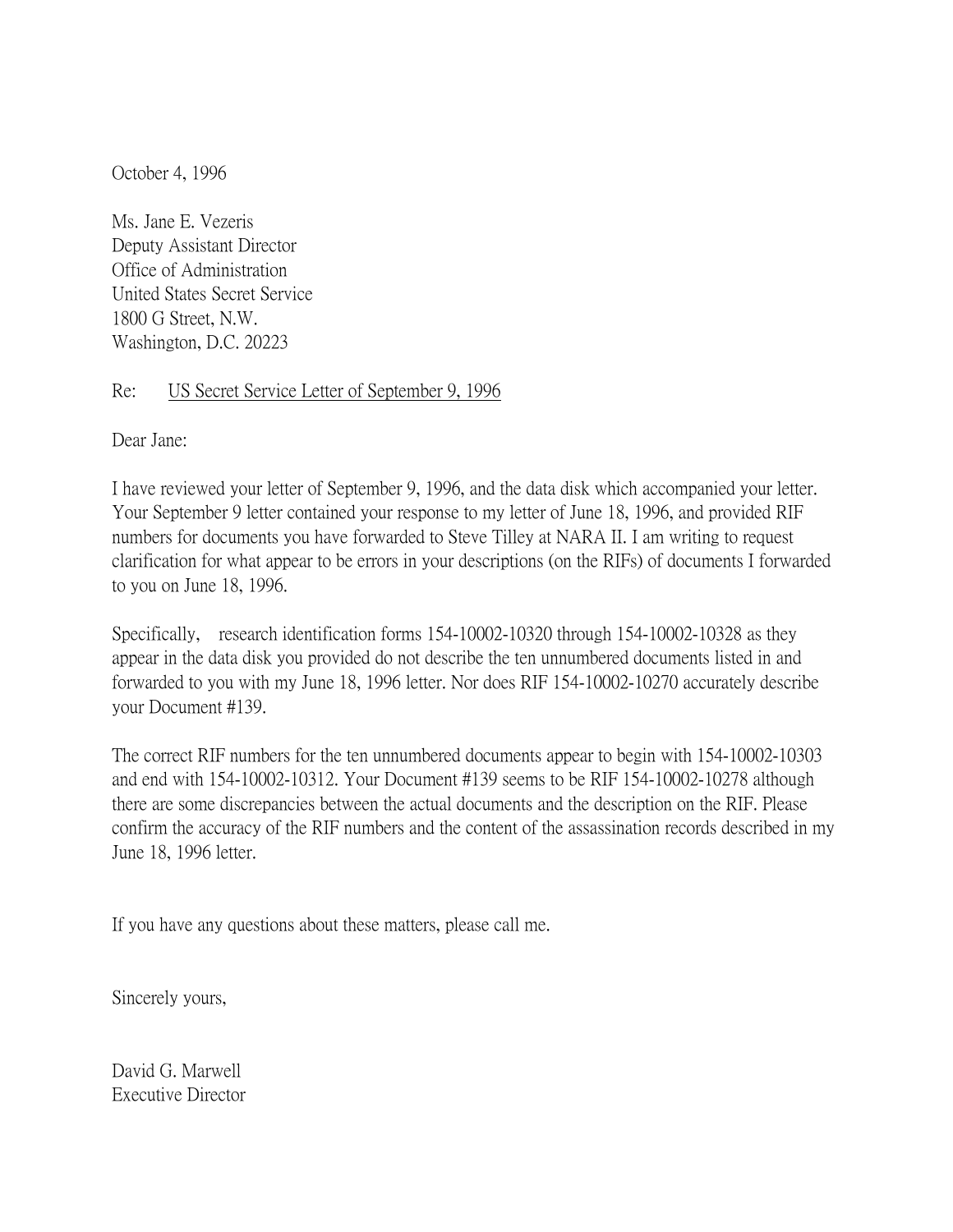October 4, 1996

Ms. Jane E. Vezeris
Deputy Assistant Director
Office of Administration
United States Secret Service
1800 G Street, N.W.
Washington, D.C. 20223

Re: US Secret Service Letter of September 9, 1996

Dear Jane:

I have reviewed your letter of September 9, 1996, and the data disk which accompanied your letter. Your September 9 letter contained your response to my letter of June 18, 1996, and provided RIF numbers for documents you have forwarded to Steve Tilley at NARA II. I am writing to request clarification for what appear to be errors in your descriptions (on the RIFs) of documents I forwarded to you on June 18, 1996.

Specifically, research identification forms 154-10002-10320 through 154-10002-10328 as they appear in the data disk you provided do not describe the ten unnumbered documents listed in and forwarded to you with my June 18, 1996 letter. Nor does RIF 154-10002-10270 accurately describe your Document #139.

The correct RIF numbers for the ten unnumbered documents appear to begin with 154-10002-10303 and end with 154-10002-10312. Your Document #139 seems to be RIF 154-10002-10278 although there are some discrepancies between the actual documents and the description on the RIF. Please confirm the accuracy of the RIF numbers and the content of the assassination records described in my June 18, 1996 letter.

If you have any questions about these matters, please call me.

Sincerely yours,

David G. Marwell
Executive Director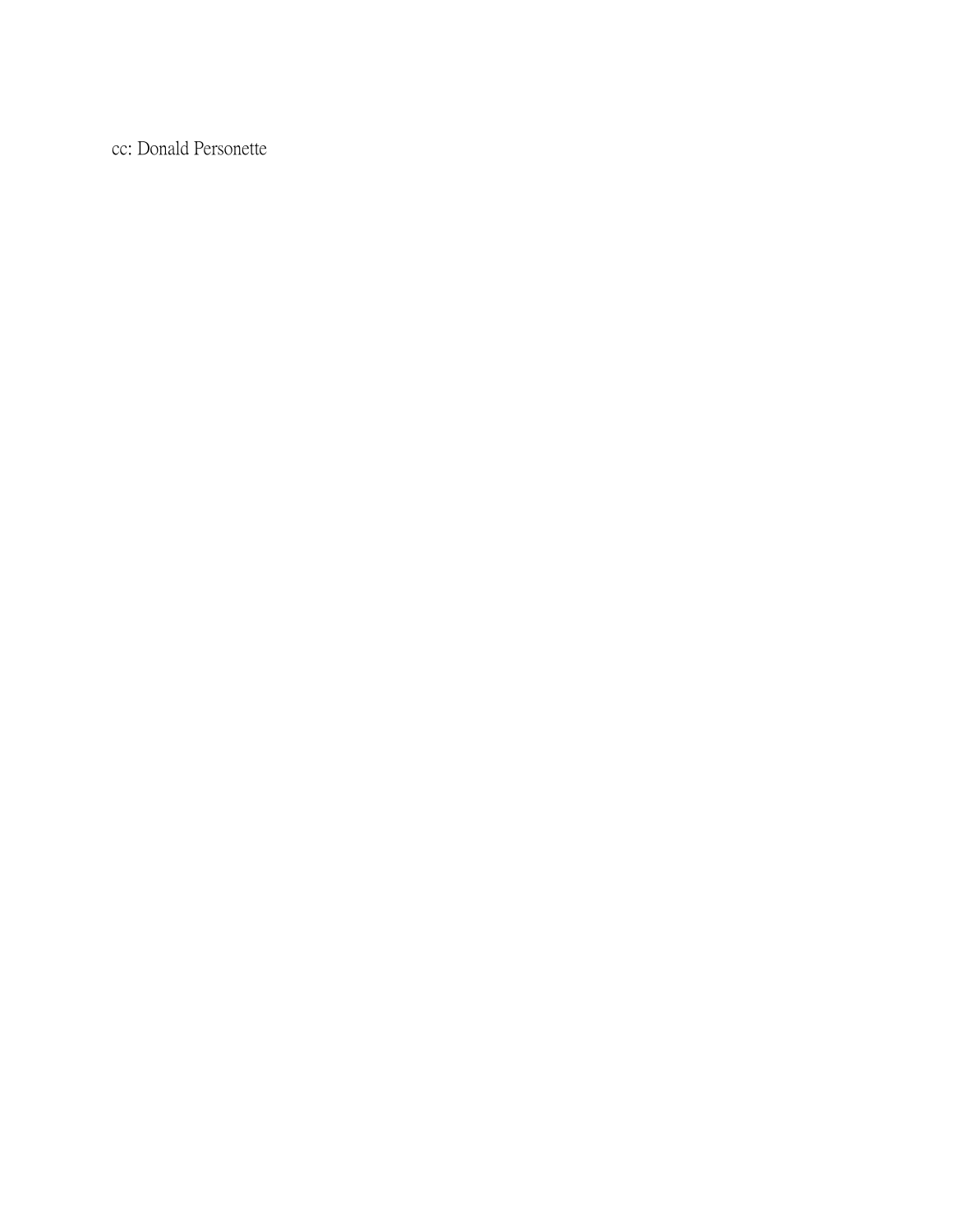cc: Donald Personette